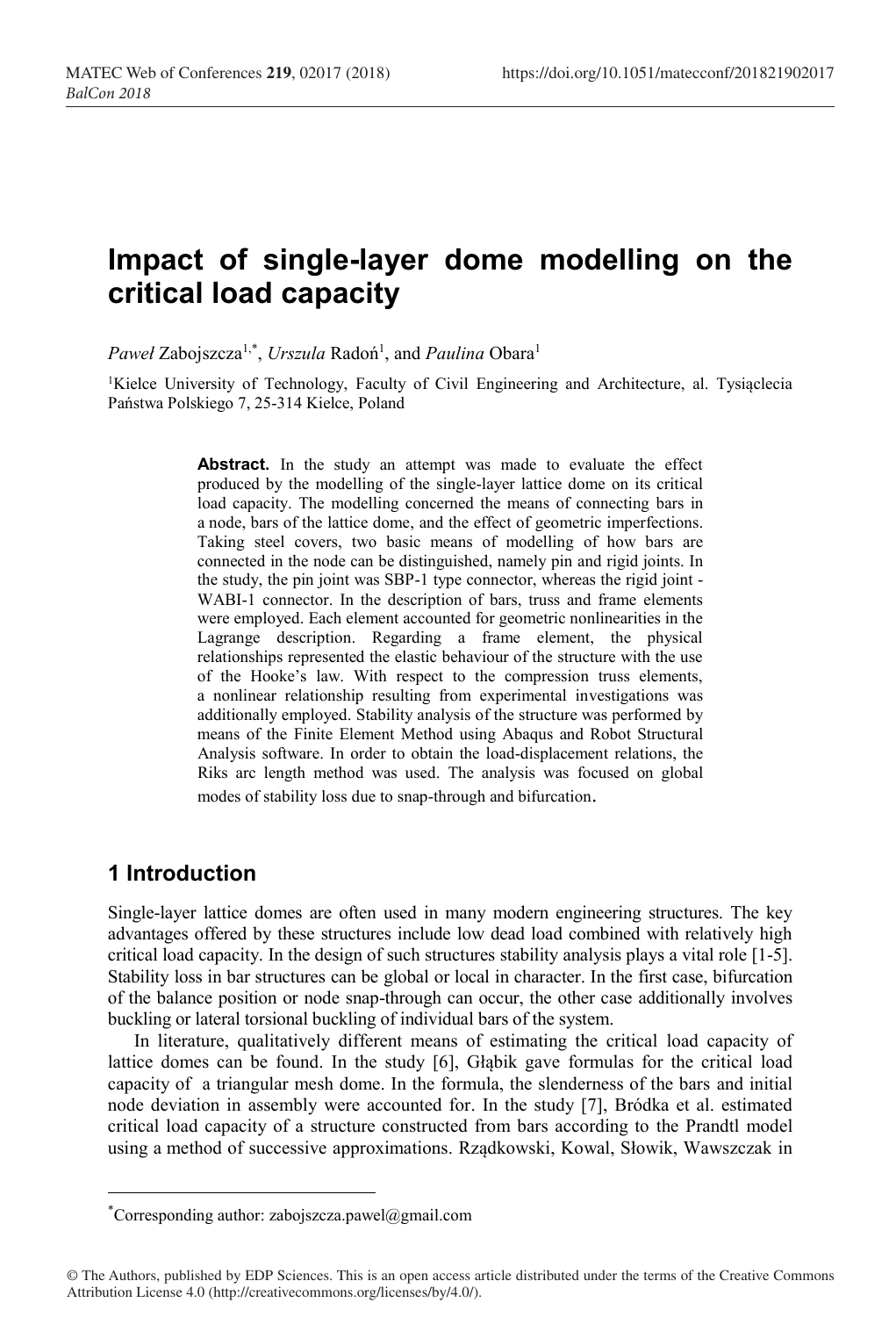# Impact of single-layer dome modelling on the critical load capacity

*Paweł* Zabojszcza[1,*], *Urszula* Radoń[1], and *Paulina* Obara[1]

[1]Kielce University of Technology, Faculty of Civil Engineering and Architecture, al. Tysiąclecia Państwa Polskiego 7, 25-314 Kielce, Poland

**Abstract.** In the study an attempt was made to evaluate the effect produced by the modelling of the single-layer lattice dome on its critical load capacity. The modelling concerned the means of connecting bars in a node, bars of the lattice dome, and the effect of geometric imperfections. Taking steel covers, two basic means of modelling of how bars are connected in the node can be distinguished, namely pin and rigid joints. In the study, the pin joint was SBP-1 type connector, whereas the rigid joint - WABI-1 connector. In the description of bars, truss and frame elements were employed. Each element accounted for geometric nonlinearities in the Lagrange description. Regarding a frame element, the physical relationships represented the elastic behaviour of the structure with the use of the Hooke's law. With respect to the compression truss elements, a nonlinear relationship resulting from experimental investigations was additionally employed. Stability analysis of the structure was performed by means of the Finite Element Method using Abaqus and Robot Structural Analysis software. In order to obtain the load-displacement relations, the Riks arc length method was used. The analysis was focused on global modes of stability loss due to snap-through and bifurcation.

## 1 Introduction

Single-layer lattice domes are often used in many modern engineering structures. The key advantages offered by these structures include low dead load combined with relatively high critical load capacity. In the design of such structures stability analysis plays a vital role [1-5]. Stability loss in bar structures can be global or local in character. In the first case, bifurcation of the balance position or node snap-through can occur, the other case additionally involves buckling or lateral torsional buckling of individual bars of the system.

In literature, qualitatively different means of estimating the critical load capacity of lattice domes can be found. In the study [6], Głąbik gave formulas for the critical load capacity of a triangular mesh dome. In the formula, the slenderness of the bars and initial node deviation in assembly were accounted for. In the study [7], Bródka et al. estimated critical load capacity of a structure constructed from bars according to the Prandtl model using a method of successive approximations. Rządkowski, Kowal, Słowik, Wawszczak in

*Corresponding author: zabojszcza.pawel@gmail.com

© The Authors, published by EDP Sciences. This is an open access article distributed under the terms of the Creative Commons Attribution License 4.0 (http://creativecommons.org/licenses/by/4.0/).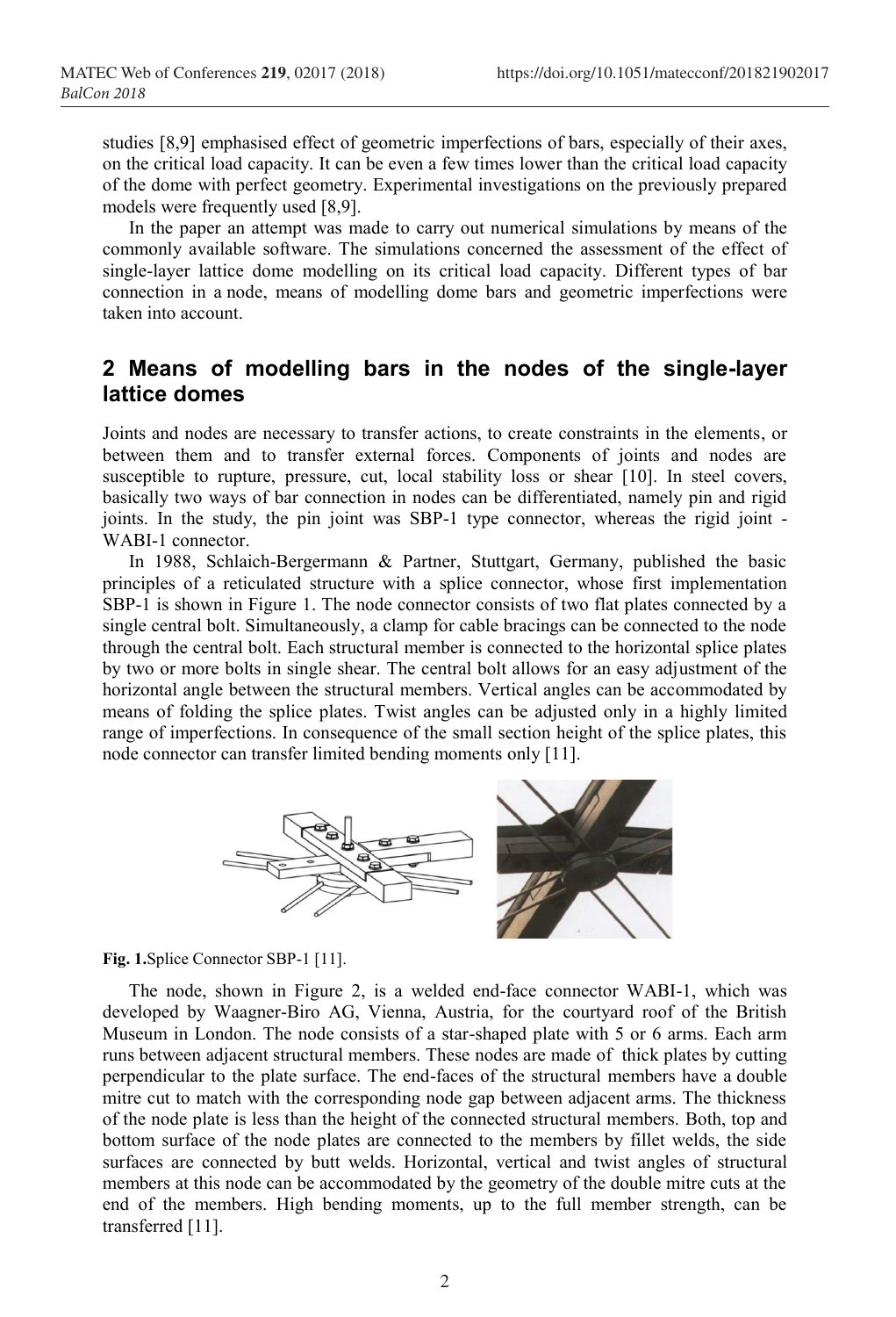studies [8,9] emphasised effect of geometric imperfections of bars, especially of their axes, on the critical load capacity. It can be even a few times lower than the critical load capacity of the dome with perfect geometry. Experimental investigations on the previously prepared models were frequently used [8,9].

In the paper an attempt was made to carry out numerical simulations by means of the commonly available software. The simulations concerned the assessment of the effect of single-layer lattice dome modelling on its critical load capacity. Different types of bar connection in a node, means of modelling dome bars and geometric imperfections were taken into account.

## 2 Means of modelling bars in the nodes of the single-layer lattice domes

Joints and nodes are necessary to transfer actions, to create constraints in the elements, or between them and to transfer external forces. Components of joints and nodes are susceptible to rupture, pressure, cut, local stability loss or shear [10]. In steel covers, basically two ways of bar connection in nodes can be differentiated, namely pin and rigid joints. In the study, the pin joint was SBP-1 type connector, whereas the rigid joint - WABI-1 connector.

In 1988, Schlaich-Bergermann & Partner, Stuttgart, Germany, published the basic principles of a reticulated structure with a splice connector, whose first implementation SBP-1 is shown in Figure 1. The node connector consists of two flat plates connected by a single central bolt. Simultaneously, a clamp for cable bracings can be connected to the node through the central bolt. Each structural member is connected to the horizontal splice plates by two or more bolts in single shear. The central bolt allows for an easy adjustment of the horizontal angle between the structural members. Vertical angles can be accommodated by means of folding the splice plates. Twist angles can be adjusted only in a highly limited range of imperfections. In consequence of the small section height of the splice plates, this node connector can transfer limited bending moments only [11].

**Fig. 1.** Splice Connector SBP-1 [11].

The node, shown in Figure 2, is a welded end-face connector WABI-1, which was developed by Waagner-Biro AG, Vienna, Austria, for the courtyard roof of the British Museum in London. The node consists of a star-shaped plate with 5 or 6 arms. Each arm runs between adjacent structural members. These nodes are made of thick plates by cutting perpendicular to the plate surface. The end-faces of the structural members have a double mitre cut to match with the corresponding node gap between adjacent arms. The thickness of the node plate is less than the height of the connected structural members. Both, top and bottom surface of the node plates are connected to the members by fillet welds, the side surfaces are connected by butt welds. Horizontal, vertical and twist angles of structural members at this node can be accommodated by the geometry of the double mitre cuts at the end of the members. High bending moments, up to the full member strength, can be transferred [11].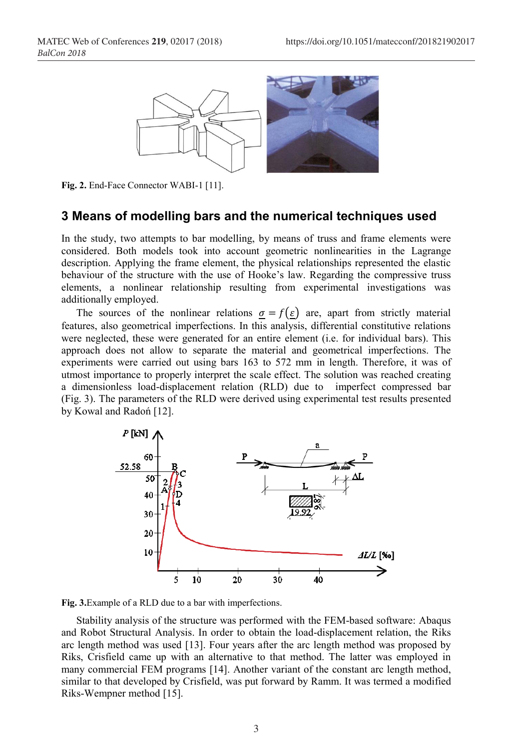Fig. 2. End-Face Connector WABI-1 [11].

## 3 Means of modelling bars and the numerical techniques used

In the study, two attempts to bar modelling, by means of truss and frame elements were considered. Both models took into account geometric nonlinearities in the Lagrange description. Applying the frame element, the physical relationships represented the elastic behaviour of the structure with the use of Hooke's law. Regarding the compressive truss elements, a nonlinear relationship resulting from experimental investigations was additionally employed.

The sources of the nonlinear relations $\underline{\sigma} = f(\underline{\varepsilon})$ are, apart from strictly material features, also geometrical imperfections. In this analysis, differential constitutive relations were neglected, these were generated for an entire element (i.e. for individual bars). This approach does not allow to separate the material and geometrical imperfections. The experiments were carried out using bars 163 to 572 mm in length. Therefore, it was of utmost importance to properly interpret the scale effect. The solution was reached creating a dimensionless load-displacement relation (RLD) due to imperfect compressed bar (Fig. 3). The parameters of the RLD were derived using experimental test results presented by Kowal and Radoń [12].

Fig. 3. Example of a RLD due to a bar with imperfections.

Stability analysis of the structure was performed with the FEM-based software: Abaqus and Robot Structural Analysis. In order to obtain the load-displacement relation, the Riks arc length method was used [13]. Four years after the arc length method was proposed by Riks, Crisfield came up with an alternative to that method. The latter was employed in many commercial FEM programs [14]. Another variant of the constant arc length method, similar to that developed by Crisfield, was put forward by Ramm. It was termed a modified Riks-Wempner method [15].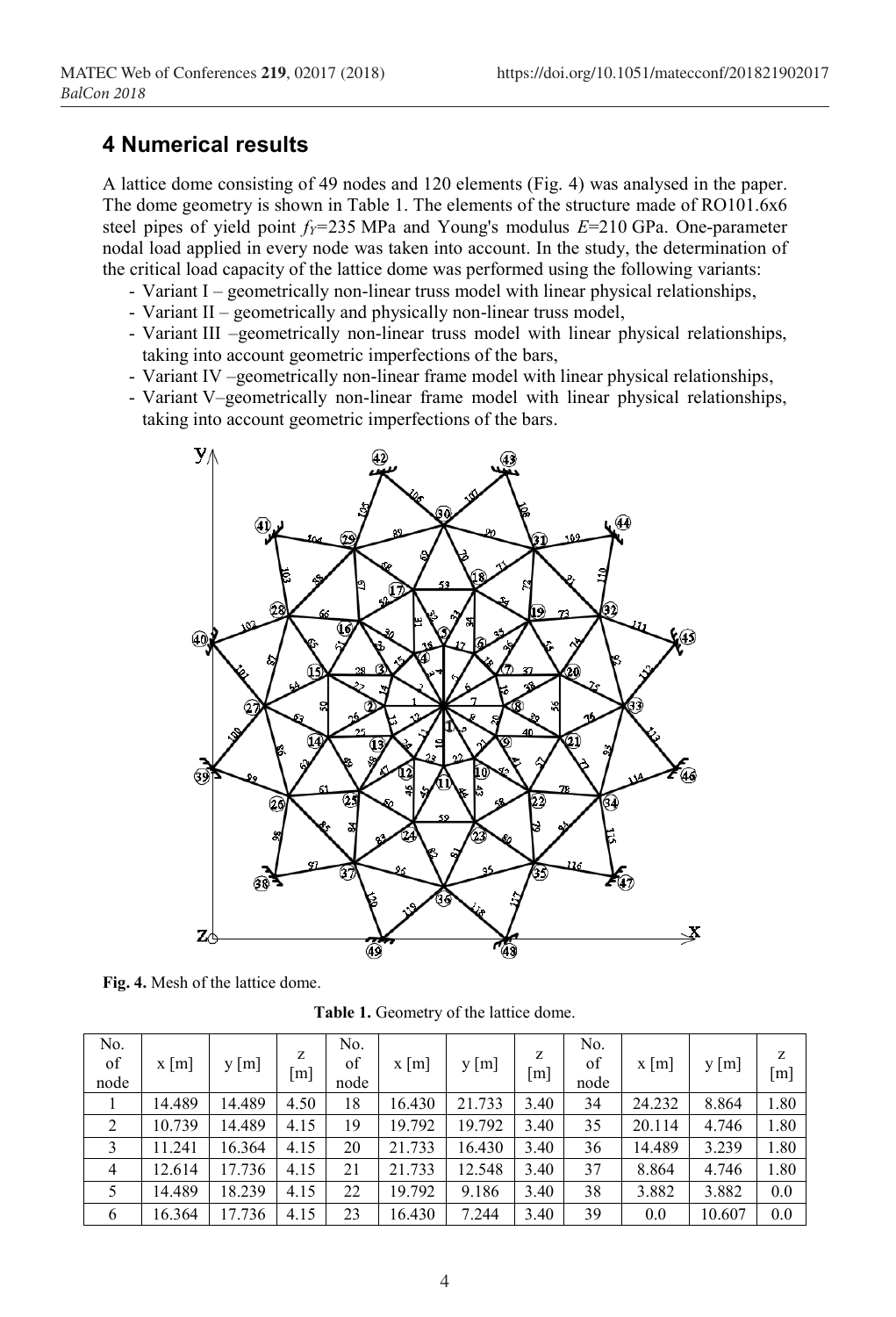## 4 Numerical results

A lattice dome consisting of 49 nodes and 120 elements (Fig. 4) was analysed in the paper. The dome geometry is shown in Table 1. The elements of the structure made of RO101.6x6 steel pipes of yield point $f_Y$=235 MPa and Young's modulus $E$=210 GPa. One-parameter nodal load applied in every node was taken into account. In the study, the determination of the critical load capacity of the lattice dome was performed using the following variants:

- Variant I – geometrically non-linear truss model with linear physical relationships,
- Variant II – geometrically and physically non-linear truss model,
- Variant III –geometrically non-linear truss model with linear physical relationships, taking into account geometric imperfections of the bars,
- Variant IV –geometrically non-linear frame model with linear physical relationships,
- Variant V–geometrically non-linear frame model with linear physical relationships, taking into account geometric imperfections of the bars.

**Fig. 4.** Mesh of the lattice dome.

**Table 1.** Geometry of the lattice dome.

| No. of node | x [m] | y [m] | z [m] | No. of node | x [m] | y [m] | z [m] | No. of node | x [m] | y [m] | z [m] |
|---|---|---|---|---|---|---|---|---|---|---|---|
| 1 | 14.489 | 14.489 | 4.50 | 18 | 16.430 | 21.733 | 3.40 | 34 | 24.232 | 8.864 | 1.80 |
| 2 | 10.739 | 14.489 | 4.15 | 19 | 19.792 | 19.792 | 3.40 | 35 | 20.114 | 4.746 | 1.80 |
| 3 | 11.241 | 16.364 | 4.15 | 20 | 21.733 | 16.430 | 3.40 | 36 | 14.489 | 3.239 | 1.80 |
| 4 | 12.614 | 17.736 | 4.15 | 21 | 21.733 | 12.548 | 3.40 | 37 | 8.864 | 4.746 | 1.80 |
| 5 | 14.489 | 18.239 | 4.15 | 22 | 19.792 | 9.186 | 3.40 | 38 | 3.882 | 3.882 | 0.0 |
| 6 | 16.364 | 17.736 | 4.15 | 23 | 16.430 | 7.244 | 3.40 | 39 | 0.0 | 10.607 | 0.0 |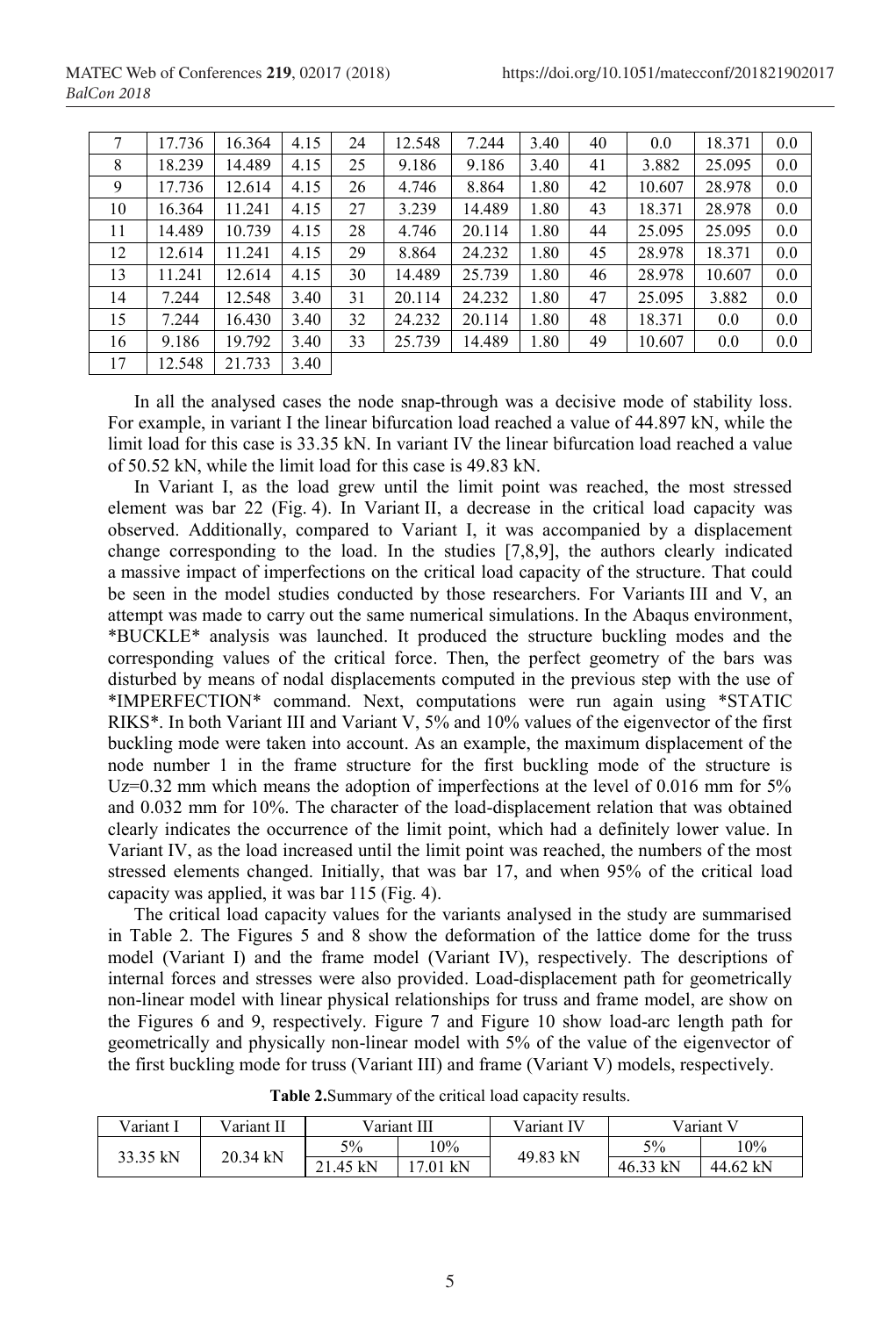| 7 | 17.736 | 16.364 | 4.15 | 24 | 12.548 | 7.244 | 3.40 | 40 | 0.0 | 18.371 | 0.0 |
|---|---|---|---|---|---|---|---|---|---|---|---|
| 8 | 18.239 | 14.489 | 4.15 | 25 | 9.186 | 9.186 | 3.40 | 41 | 3.882 | 25.095 | 0.0 |
| 9 | 17.736 | 12.614 | 4.15 | 26 | 4.746 | 8.864 | 1.80 | 42 | 10.607 | 28.978 | 0.0 |
| 10 | 16.364 | 11.241 | 4.15 | 27 | 3.239 | 14.489 | 1.80 | 43 | 18.371 | 28.978 | 0.0 |
| 11 | 14.489 | 10.739 | 4.15 | 28 | 4.746 | 20.114 | 1.80 | 44 | 25.095 | 25.095 | 0.0 |
| 12 | 12.614 | 11.241 | 4.15 | 29 | 8.864 | 24.232 | 1.80 | 45 | 28.978 | 18.371 | 0.0 |
| 13 | 11.241 | 12.614 | 4.15 | 30 | 14.489 | 25.739 | 1.80 | 46 | 28.978 | 10.607 | 0.0 |
| 14 | 7.244 | 12.548 | 3.40 | 31 | 20.114 | 24.232 | 1.80 | 47 | 25.095 | 3.882 | 0.0 |
| 15 | 7.244 | 16.430 | 3.40 | 32 | 24.232 | 20.114 | 1.80 | 48 | 18.371 | 0.0 | 0.0 |
| 16 | 9.186 | 19.792 | 3.40 | 33 | 25.739 | 14.489 | 1.80 | 49 | 10.607 | 0.0 | 0.0 |
| 17 | 12.548 | 21.733 | 3.40 | | | | | | | | |

In all the analysed cases the node snap-through was a decisive mode of stability loss. For example, in variant I the linear bifurcation load reached a value of 44.897 kN, while the limit load for this case is 33.35 kN. In variant IV the linear bifurcation load reached a value of 50.52 kN, while the limit load for this case is 49.83 kN.

In Variant I, as the load grew until the limit point was reached, the most stressed element was bar 22 (Fig. 4). In Variant II, a decrease in the critical load capacity was observed. Additionally, compared to Variant I, it was accompanied by a displacement change corresponding to the load. In the studies [7,8,9], the authors clearly indicated a massive impact of imperfections on the critical load capacity of the structure. That could be seen in the model studies conducted by those researchers. For Variants III and V, an attempt was made to carry out the same numerical simulations. In the Abaqus environment, *BUCKLE* analysis was launched. It produced the structure buckling modes and the corresponding values of the critical force. Then, the perfect geometry of the bars was disturbed by means of nodal displacements computed in the previous step with the use of *IMPERFECTION* command. Next, computations were run again using *STATIC RIKS*. In both Variant III and Variant V, 5% and 10% values of the eigenvector of the first buckling mode were taken into account. As an example, the maximum displacement of the node number 1 in the frame structure for the first buckling mode of the structure is $U_z$=0.32 mm which means the adoption of imperfections at the level of 0.016 mm for 5% and 0.032 mm for 10%. The character of the load-displacement relation that was obtained clearly indicates the occurrence of the limit point, which had a definitely lower value. In Variant IV, as the load increased until the limit point was reached, the numbers of the most stressed elements changed. Initially, that was bar 17, and when 95% of the critical load capacity was applied, it was bar 115 (Fig. 4).

The critical load capacity values for the variants analysed in the study are summarised in Table 2. The Figures 5 and 8 show the deformation of the lattice dome for the truss model (Variant I) and the frame model (Variant IV), respectively. The descriptions of internal forces and stresses were also provided. Load-displacement path for geometrically non-linear model with linear physical relationships for truss and frame model, are show on the Figures 6 and 9, respectively. Figure 7 and Figure 10 show load-arc length path for geometrically and physically non-linear model with 5% of the value of the eigenvector of the first buckling mode for truss (Variant III) and frame (Variant V) models, respectively.

**Table 2.** Summary of the critical load capacity results.

| Variant I | Variant II | Variant III | | Variant IV | Variant V | |
|---|---|---|---|---|---|---|
| | | 5% | 10% | | 5% | 10% |
| 33.35 kN | 20.34 kN | 21.45 kN | 17.01 kN | 49.83 kN | 46.33 kN | 44.62 kN |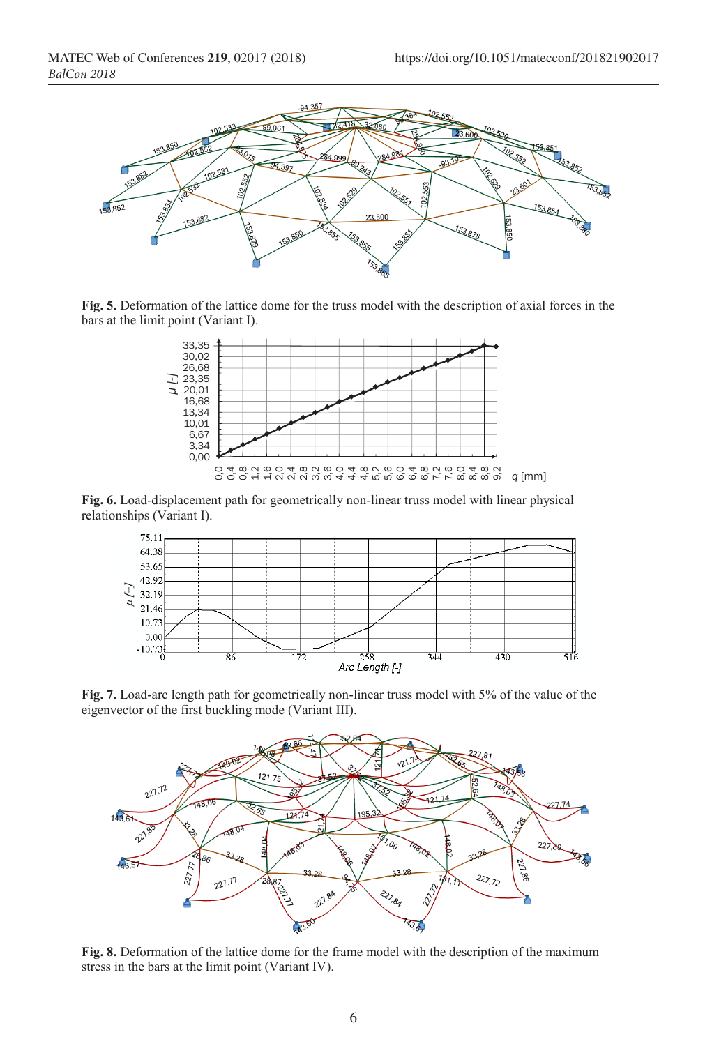**Fig. 5.** Deformation of the lattice dome for the truss model with the description of axial forces in the bars at the limit point (Variant I).

**Fig. 6.** Load-displacement path for geometrically non-linear truss model with linear physical relationships (Variant I).

**Fig. 7.** Load-arc length path for geometrically non-linear truss model with 5% of the value of the eigenvector of the first buckling mode (Variant III).

**Fig. 8.** Deformation of the lattice dome for the frame model with the description of the maximum stress in the bars at the limit point (Variant IV).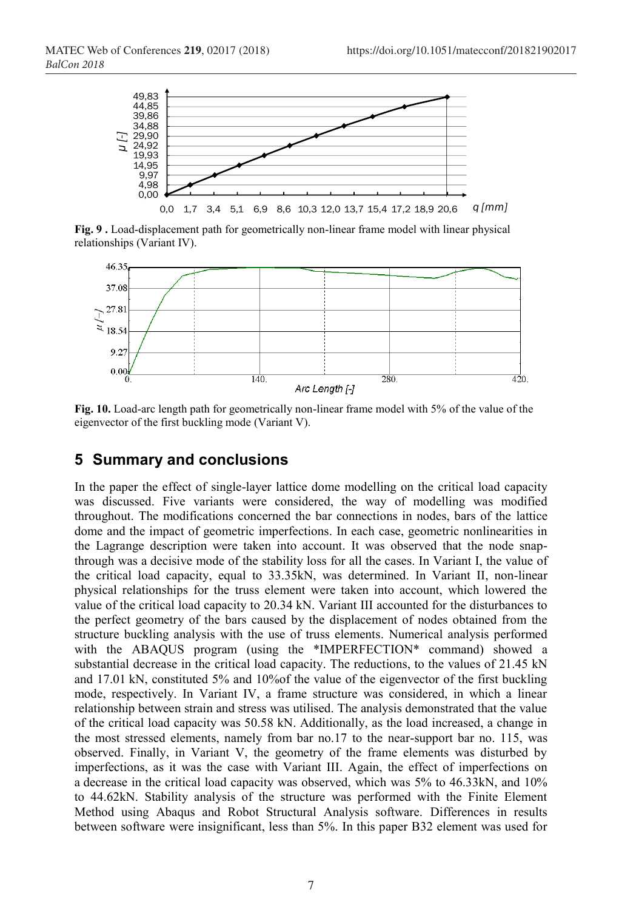**Fig. 9 .** Load-displacement path for geometrically non-linear frame model with linear physical relationships (Variant IV).

**Fig. 10.** Load-arc length path for geometrically non-linear frame model with 5% of the value of the eigenvector of the first buckling mode (Variant V).

## 5 Summary and conclusions

In the paper the effect of single-layer lattice dome modelling on the critical load capacity was discussed. Five variants were considered, the way of modelling was modified throughout. The modifications concerned the bar connections in nodes, bars of the lattice dome and the impact of geometric imperfections. In each case, geometric nonlinearities in the Lagrange description were taken into account. It was observed that the node snap-through was a decisive mode of the stability loss for all the cases. In Variant I, the value of the critical load capacity, equal to 33.35kN, was determined. In Variant II, non-linear physical relationships for the truss element were taken into account, which lowered the value of the critical load capacity to 20.34 kN. Variant III accounted for the disturbances to the perfect geometry of the bars caused by the displacement of nodes obtained from the structure buckling analysis with the use of truss elements. Numerical analysis performed with the ABAQUS program (using the *IMPERFECTION* command) showed a substantial decrease in the critical load capacity. The reductions, to the values of 21.45 kN and 17.01 kN, constituted 5% and 10%of the value of the eigenvector of the first buckling mode, respectively. In Variant IV, a frame structure was considered, in which a linear relationship between strain and stress was utilised. The analysis demonstrated that the value of the critical load capacity was 50.58 kN. Additionally, as the load increased, a change in the most stressed elements, namely from bar no.17 to the near-support bar no. 115, was observed. Finally, in Variant V, the geometry of the frame elements was disturbed by imperfections, as it was the case with Variant III. Again, the effect of imperfections on a decrease in the critical load capacity was observed, which was 5% to 46.33kN, and 10% to 44.62kN. Stability analysis of the structure was performed with the Finite Element Method using Abaqus and Robot Structural Analysis software. Differences in results between software were insignificant, less than 5%. In this paper B32 element was used for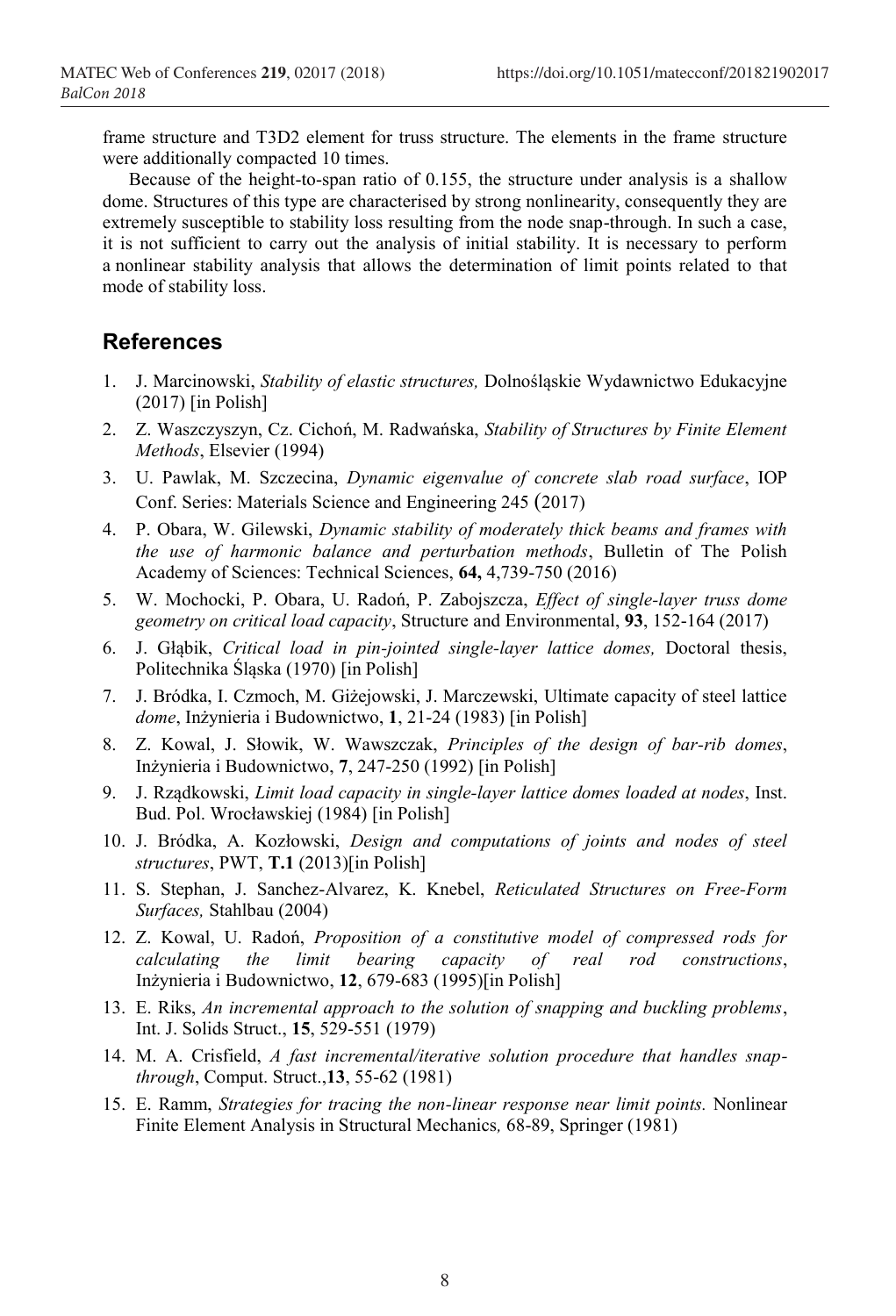frame structure and T3D2 element for truss structure. The elements in the frame structure were additionally compacted 10 times.

Because of the height-to-span ratio of 0.155, the structure under analysis is a shallow dome. Structures of this type are characterised by strong nonlinearity, consequently they are extremely susceptible to stability loss resulting from the node snap-through. In such a case, it is not sufficient to carry out the analysis of initial stability. It is necessary to perform a nonlinear stability analysis that allows the determination of limit points related to that mode of stability loss.

## References

1. J. Marcinowski, *Stability of elastic structures,* Dolnośląskie Wydawnictwo Edukacyjne (2017) [in Polish]
2. Z. Waszczyszyn, Cz. Cichoń, M. Radwańska, *Stability of Structures by Finite Element Methods*, Elsevier (1994)
3. U. Pawlak, M. Szczecina, *Dynamic eigenvalue of concrete slab road surface*, IOP Conf. Series: Materials Science and Engineering 245 (2017)
4. P. Obara, W. Gilewski, *Dynamic stability of moderately thick beams and frames with the use of harmonic balance and perturbation methods*, Bulletin of The Polish Academy of Sciences: Technical Sciences, **64,** 4,739-750 (2016)
5. W. Mochocki, P. Obara, U. Radoń, P. Zabojszcza, *Effect of single-layer truss dome geometry on critical load capacity*, Structure and Environmental, **93**, 152-164 (2017)
6. J. Głąbik, *Critical load in pin-jointed single-layer lattice domes,* Doctoral thesis, Politechnika Śląska (1970) [in Polish]
7. J. Bródka, I. Czmoch, M. Giżejowski, J. Marczewski, Ultimate capacity of steel lattice *dome*, Inżynieria i Budownictwo, **1**, 21-24 (1983) [in Polish]
8. Z. Kowal, J. Słowik, W. Wawszczak, *Principles of the design of bar-rib domes*, Inżynieria i Budownictwo, **7**, 247-250 (1992) [in Polish]
9. J. Rządkowski, *Limit load capacity in single-layer lattice domes loaded at nodes*, Inst. Bud. Pol. Wrocławskiej (1984) [in Polish]
10. J. Bródka, A. Kozłowski, *Design and computations of joints and nodes of steel structures*, PWT, **T.1** (2013)[in Polish]
11. S. Stephan, J. Sanchez-Alvarez, K. Knebel, *Reticulated Structures on Free-Form Surfaces,* Stahlbau (2004)
12. Z. Kowal, U. Radoń, *Proposition of a constitutive model of compressed rods for calculating the limit bearing capacity of real rod constructions*, Inżynieria i Budownictwo, **12**, 679-683 (1995)[in Polish]
13. E. Riks, *An incremental approach to the solution of snapping and buckling problems*, Int. J. Solids Struct., **15**, 529-551 (1979)
14. M. A. Crisfield, *A fast incremental/iterative solution procedure that handles snap-through*, Comput. Struct.,**13**, 55-62 (1981)
15. E. Ramm, *Strategies for tracing the non-linear response near limit points.* Nonlinear Finite Element Analysis in Structural Mechanics*,* 68-89, Springer (1981)